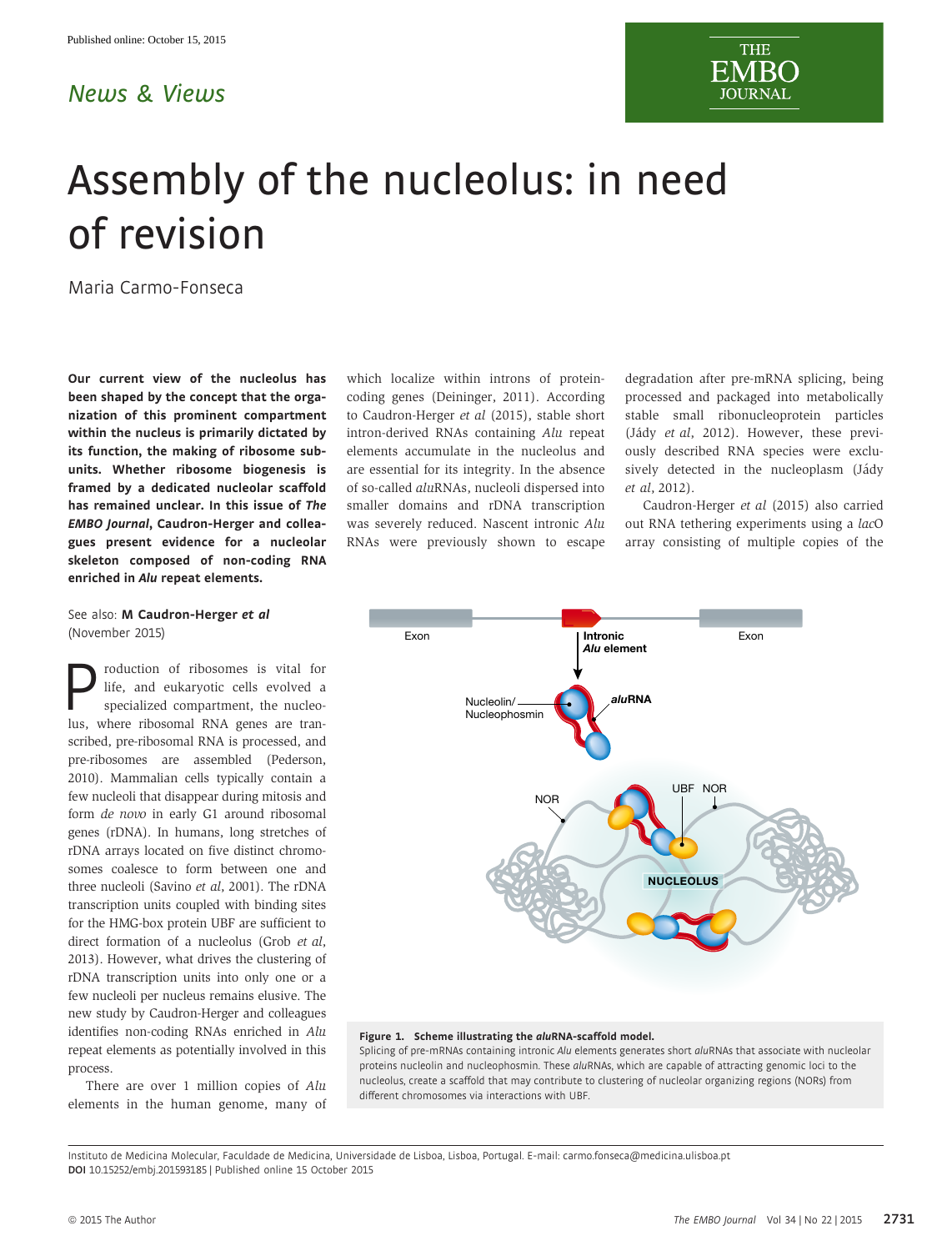News & Views

# Assembly of the nucleolus: in need of revision

Maria Carmo-Fonseca

**Our current view of the nucleolus has been shaped by the concept that the organization of this prominent compartment within the nucleus is primarily dictated by its function, the making of ribosome subunits. Whether ribosome biogenesis is framed by a dedicated nucleolar scaffold has remained unclear. In this issue of *The EMBO Journal*, Caudron-Herger and colleagues present evidence for a nucleolar skeleton composed of non-coding RNA enriched in *Alu* repeat elements.**

See also: **M Caudron-Herger *et al*** (November 2015)

Production of ribosomes is vital for life, and eukaryotic cells evolved a specialized compartment, the nucleolus, where ribosomal RNA genes are transcribed, pre-ribosomal RNA is processed, and pre-ribosomes are assembled (Pederson, 2010). Mammalian cells typically contain a few nucleoli that disappear during mitosis and form *de novo* in early G1 around ribosomal genes (rDNA). In humans, long stretches of rDNA arrays located on five distinct chromosomes coalesce to form between one and three nucleoli (Savino *et al*, 2001). The rDNA transcription units coupled with binding sites for the HMG-box protein UBF are sufficient to direct formation of a nucleolus (Grob *et al*, 2013). However, what drives the clustering of rDNA transcription units into only one or a few nucleoli per nucleus remains elusive. The new study by Caudron-Herger and colleagues identifies non-coding RNAs enriched in *Alu* repeat elements as potentially involved in this process.

There are over 1 million copies of *Alu* elements in the human genome, many of which localize within introns of protein-coding genes (Deininger, 2011). According to Caudron-Herger *et al* (2015), stable short intron-derived RNAs containing *Alu* repeat elements accumulate in the nucleolus and are essential for its integrity. In the absence of so-called *alu*RNAs, nucleoli dispersed into smaller domains and rDNA transcription was severely reduced. Nascent intronic *Alu* RNAs were previously shown to escape degradation after pre-mRNA splicing, being processed and packaged into metabolically stable small ribonucleoprotein particles (Jády *et al*, 2012). However, these previously described RNA species were exclusively detected in the nucleoplasm (Jády *et al*, 2012).

Caudron-Herger *et al* (2015) also carried out RNA tethering experiments using a *lac*O array consisting of multiple copies of the

**Figure 1. Scheme illustrating the *alu*RNA-scaffold model.**
Splicing of pre-mRNAs containing intronic *Alu* elements generates short *alu*RNAs that associate with nucleolar proteins nucleolin and nucleophosmin. These *alu*RNAs, which are capable of attracting genomic loci to the nucleolus, create a scaffold that may contribute to clustering of nucleolar organizing regions (NORs) from different chromosomes via interactions with UBF.

Instituto de Medicina Molecular, Faculdade de Medicina, Universidade de Lisboa, Lisboa, Portugal. E-mail: carmo.fonseca@medicina.ulisboa.pt
**DOI** 10.15252/embj.201593185 | Published online 15 October 2015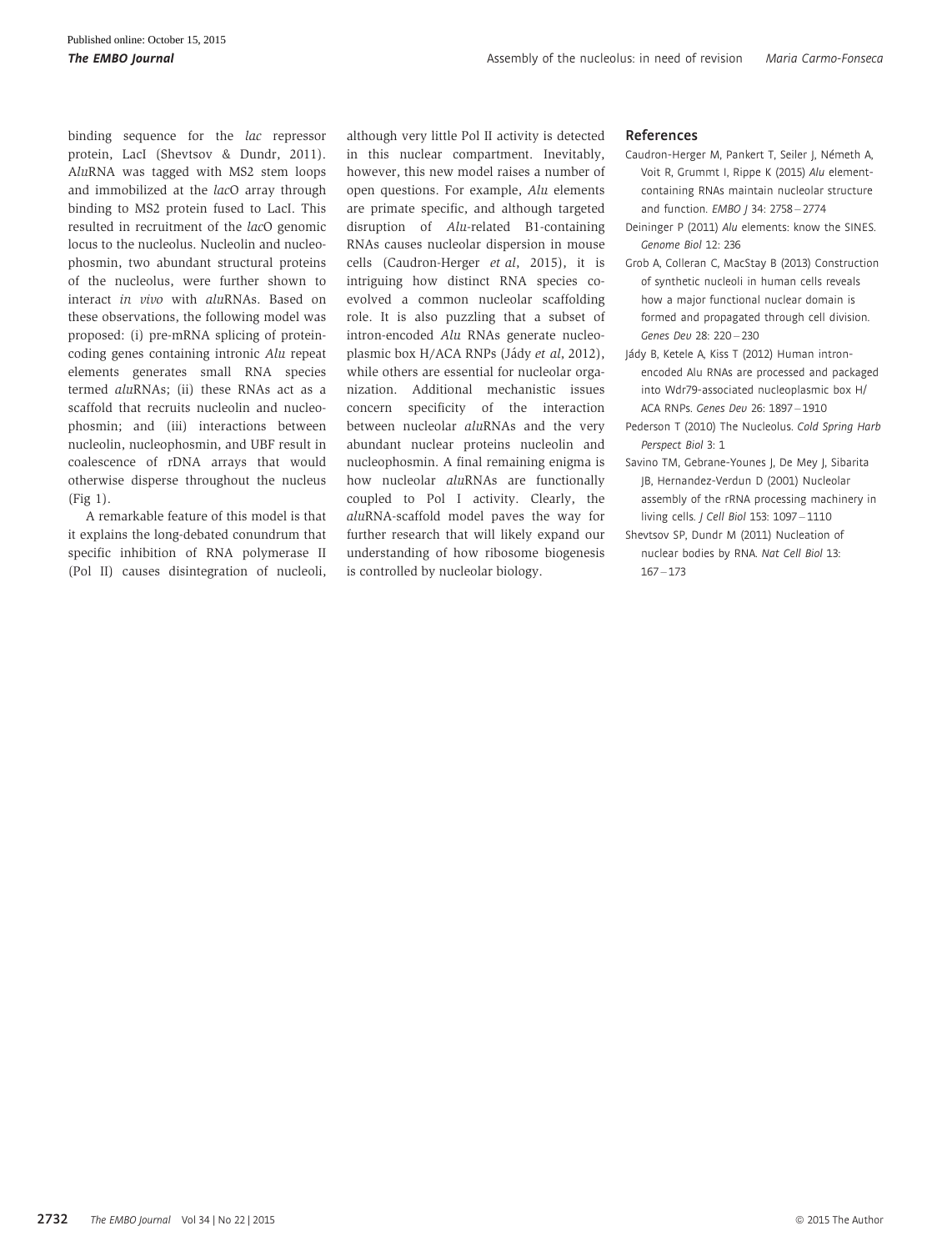binding sequence for the *lac* repressor protein, LacI (Shevtsov & Dundr, 2011). A*lu*RNA was tagged with MS2 stem loops and immobilized at the *lac*O array through binding to MS2 protein fused to LacI. This resulted in recruitment of the *lac*O genomic locus to the nucleolus. Nucleolin and nucleophosmin, two abundant structural proteins of the nucleolus, were further shown to interact *in vivo* with *alu*RNAs. Based on these observations, the following model was proposed: (i) pre-mRNA splicing of protein-coding genes containing intronic *Alu* repeat elements generates small RNA species termed *alu*RNAs; (ii) these RNAs act as a scaffold that recruits nucleolin and nucleophosmin; and (iii) interactions between nucleolin, nucleophosmin, and UBF result in coalescence of rDNA arrays that would otherwise disperse throughout the nucleus (Fig 1).

A remarkable feature of this model is that it explains the long-debated conundrum that specific inhibition of RNA polymerase II (Pol II) causes disintegration of nucleoli, although very little Pol II activity is detected in this nuclear compartment. Inevitably, however, this new model raises a number of open questions. For example, *Alu* elements are primate specific, and although targeted disruption of *Alu*-related B1-containing RNAs causes nucleolar dispersion in mouse cells (Caudron-Herger *et al*, 2015), it is intriguing how distinct RNA species co-evolved a common nucleolar scaffolding role. It is also puzzling that a subset of intron-encoded *Alu* RNAs generate nucleoplasmic box H/ACA RNPs (Jády *et al*, 2012), while others are essential for nucleolar organization. Additional mechanistic issues concern specificity of the interaction between nucleolar *alu*RNAs and the very abundant nuclear proteins nucleolin and nucleophosmin. A final remaining enigma is how nucleolar *alu*RNAs are functionally coupled to Pol I activity. Clearly, the *alu*RNA-scaffold model paves the way for further research that will likely expand our understanding of how ribosome biogenesis is controlled by nucleolar biology.

## References

Caudron-Herger M, Pankert T, Seiler J, Németh A, Voit R, Grummt I, Rippe K (2015) *Alu* element-containing RNAs maintain nucleolar structure and function. *EMBO J* 34: 2758 – 2774

Deininger P (2011) *Alu* elements: know the SINES. *Genome Biol* 12: 236

Grob A, Colleran C, MacStay B (2013) Construction of synthetic nucleoli in human cells reveals how a major functional nuclear domain is formed and propagated through cell division. *Genes Dev* 28: 220 – 230

Jády B, Ketele A, Kiss T (2012) Human intron-encoded Alu RNAs are processed and packaged into Wdr79-associated nucleoplasmic box H/ACA RNPs. *Genes Dev* 26: 1897 – 1910

Pederson T (2010) The Nucleolus. *Cold Spring Harb Perspect Biol* 3: 1

Savino TM, Gebrane-Younes J, De Mey J, Sibarita JB, Hernandez-Verdun D (2001) Nucleolar assembly of the rRNA processing machinery in living cells. *J Cell Biol* 153: 1097 – 1110

Shevtsov SP, Dundr M (2011) Nucleation of nuclear bodies by RNA. *Nat Cell Biol* 13: 167 – 173